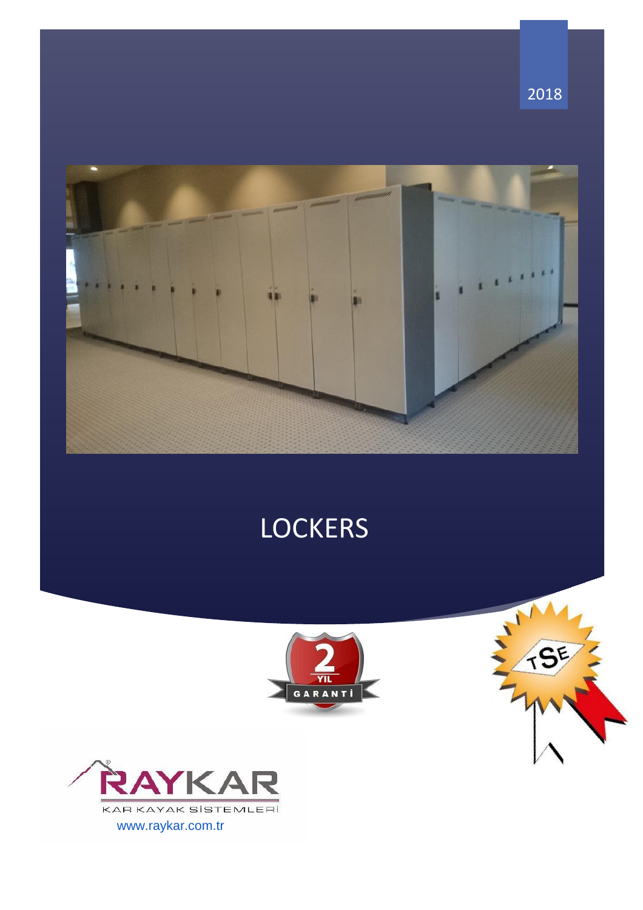2018

# LOCKERS

2 YIL GARANTİ

TSE

RAYKAR

KAR KAYAK SİSTEMLERİ

www.raykar.com.tr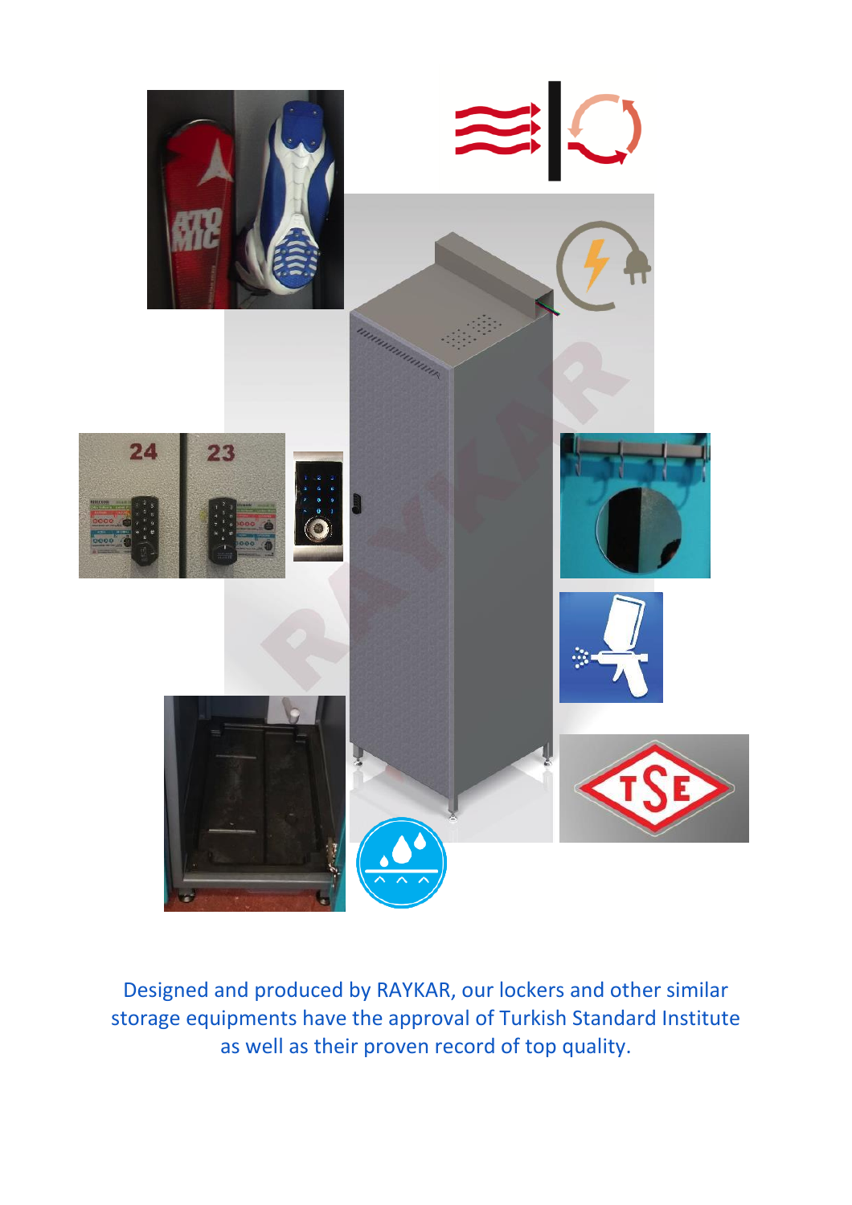Designed and produced by RAYKAR, our lockers and other similar storage equipments have the approval of Turkish Standard Institute as well as their proven record of top quality.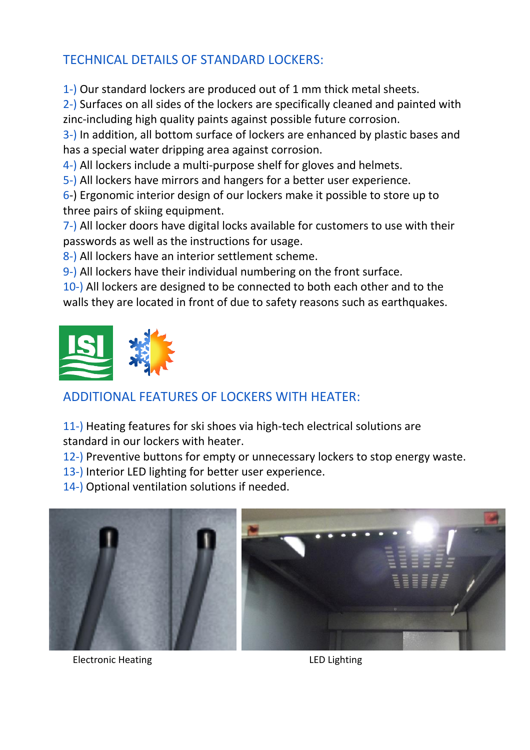## TECHNICAL DETAILS OF STANDARD LOCKERS:

1-) Our standard lockers are produced out of 1 mm thick metal sheets.
2-) Surfaces on all sides of the lockers are specifically cleaned and painted with zinc-including high quality paints against possible future corrosion.
3-) In addition, all bottom surface of lockers are enhanced by plastic bases and has a special water dripping area against corrosion.
4-) All lockers include a multi-purpose shelf for gloves and helmets.
5-) All lockers have mirrors and hangers for a better user experience.
6-) Ergonomic interior design of our lockers make it possible to store up to three pairs of skiing equipment.
7-) All locker doors have digital locks available for customers to use with their passwords as well as the instructions for usage.
8-) All lockers have an interior settlement scheme.
9-) All lockers have their individual numbering on the front surface.
10-) All lockers are designed to be connected to both each other and to the walls they are located in front of due to safety reasons such as earthquakes.

## ADDITIONAL FEATURES OF LOCKERS WITH HEATER:

11-) Heating features for ski shoes via high-tech electrical solutions are standard in our lockers with heater.
12-) Preventive buttons for empty or unnecessary lockers to stop energy waste.
13-) Interior LED lighting for better user experience.
14-) Optional ventilation solutions if needed.

Electronic Heating

LED Lighting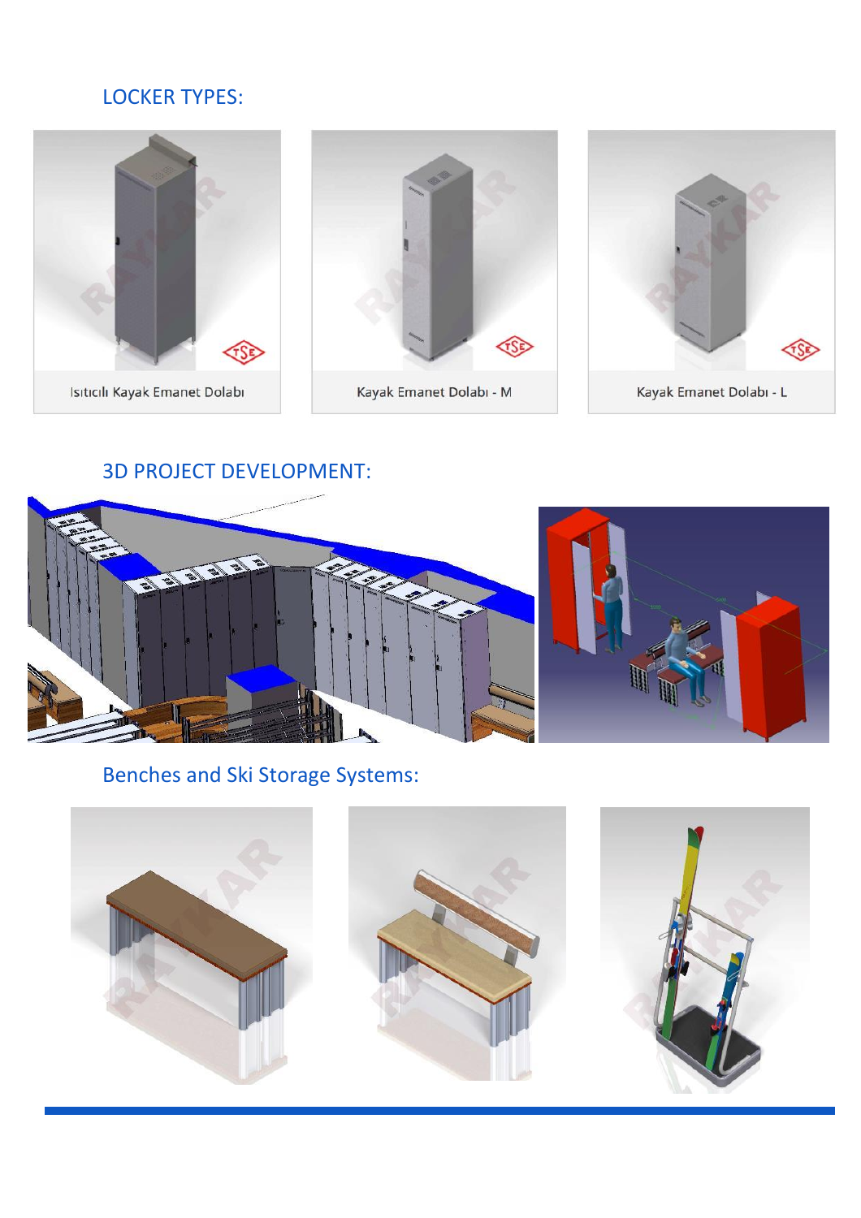## LOCKER TYPES:

Isıtıcılı Kayak Emanet Dolabı

Kayak Emanet Dolabı - M

Kayak Emanet Dolabı - L

## 3D PROJECT DEVELOPMENT:

## Benches and Ski Storage Systems: